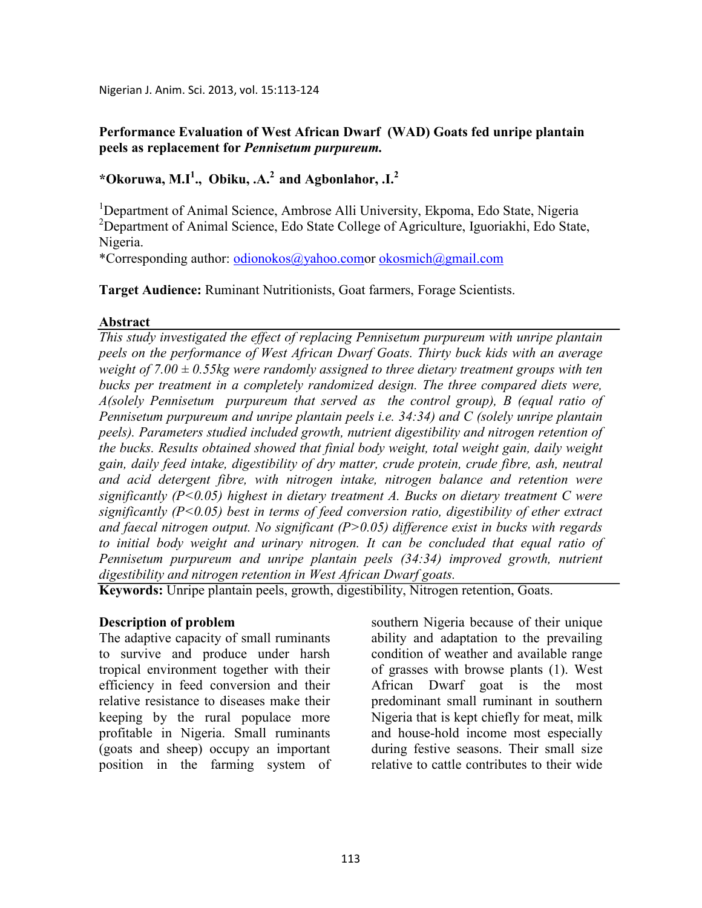# Performance Evaluation of West African Dwarf (WAD) Goats fed unripe plantain peels as replacement for *Pennisetum purpureum*.

**\*Okoruwa, M.I[1]., Obiku, .A.[2] and Agbonlahor, .I.[2]**

[1]Department of Animal Science, Ambrose Alli University, Ekpoma, Edo State, Nigeria
[2]Department of Animal Science, Edo State College of Agriculture, Iguoriakhi, Edo State, Nigeria.
\*Corresponding author: odionokos@yahoo.comor okosmich@gmail.com

**Target Audience:** Ruminant Nutritionists, Goat farmers, Forage Scientists.

## Abstract

*This study investigated the effect of replacing Pennisetum purpureum with unripe plantain peels on the performance of West African Dwarf Goats. Thirty buck kids with an average weight of 7.00 ± 0.55kg were randomly assigned to three dietary treatment groups with ten bucks per treatment in a completely randomized design. The three compared diets were, A(solely Pennisetum purpureum that served as the control group), B (equal ratio of Pennisetum purpureum and unripe plantain peels i.e. 34:34) and C (solely unripe plantain peels). Parameters studied included growth, nutrient digestibility and nitrogen retention of the bucks. Results obtained showed that finial body weight, total weight gain, daily weight gain, daily feed intake, digestibility of dry matter, crude protein, crude fibre, ash, neutral and acid detergent fibre, with nitrogen intake, nitrogen balance and retention were significantly (P<0.05) highest in dietary treatment A. Bucks on dietary treatment C were significantly (P<0.05) best in terms of feed conversion ratio, digestibility of ether extract and faecal nitrogen output. No significant (P>0.05) difference exist in bucks with regards to initial body weight and urinary nitrogen. It can be concluded that equal ratio of Pennisetum purpureum and unripe plantain peels (34:34) improved growth, nutrient digestibility and nitrogen retention in West African Dwarf goats.*

**Keywords:** Unripe plantain peels, growth, digestibility, Nitrogen retention, Goats.

## Description of problem

The adaptive capacity of small ruminants to survive and produce under harsh tropical environment together with their efficiency in feed conversion and their relative resistance to diseases make their keeping by the rural populace more profitable in Nigeria. Small ruminants (goats and sheep) occupy an important position in the farming system of southern Nigeria because of their unique ability and adaptation to the prevailing condition of weather and available range of grasses with browse plants (1). West African Dwarf goat is the most predominant small ruminant in southern Nigeria that is kept chiefly for meat, milk and house-hold income most especially during festive seasons. Their small size relative to cattle contributes to their wide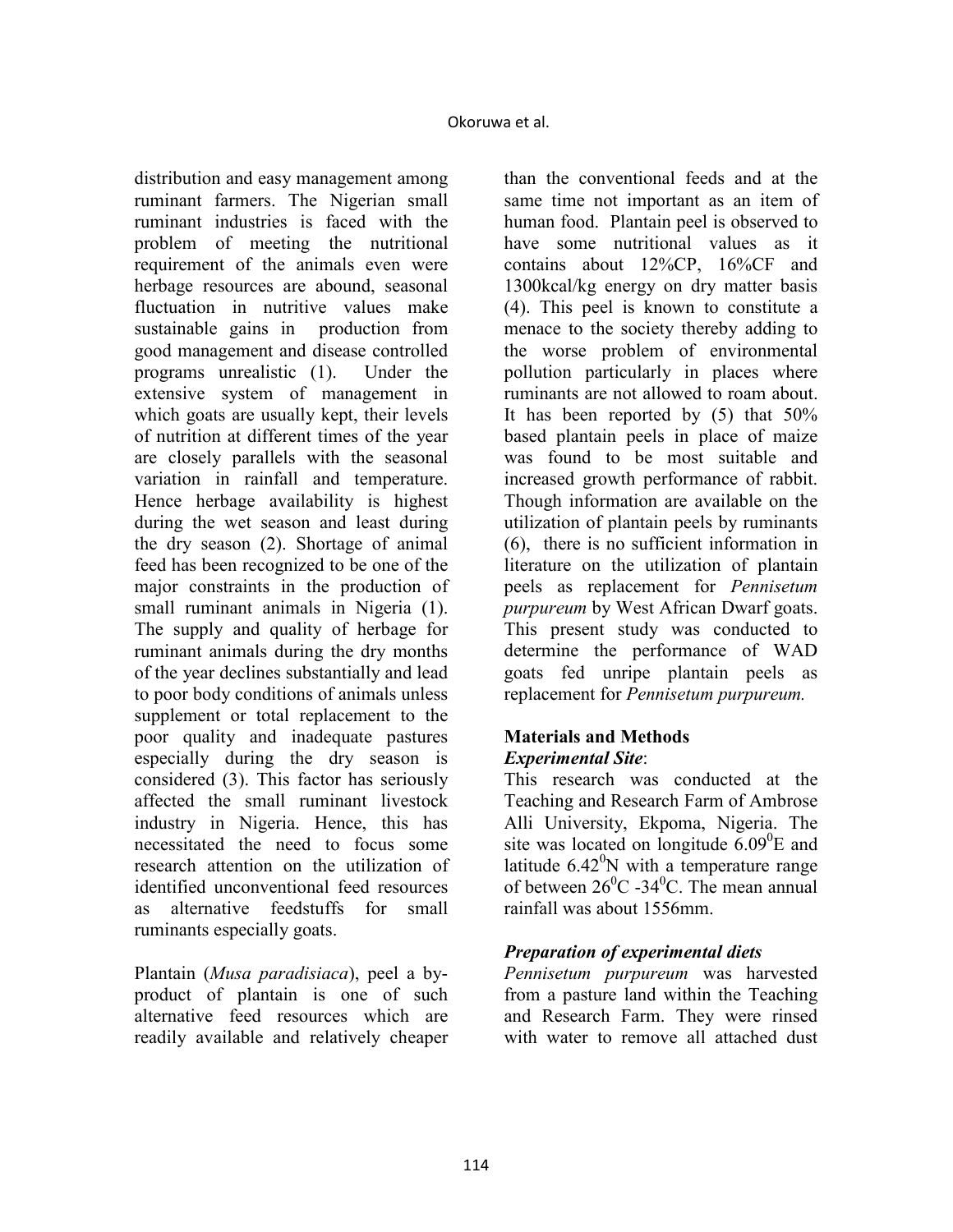distribution and easy management among ruminant farmers. The Nigerian small ruminant industries is faced with the problem of meeting the nutritional requirement of the animals even were herbage resources are abound, seasonal fluctuation in nutritive values make sustainable gains in production from good management and disease controlled programs unrealistic (1). Under the extensive system of management in which goats are usually kept, their levels of nutrition at different times of the year are closely parallels with the seasonal variation in rainfall and temperature. Hence herbage availability is highest during the wet season and least during the dry season (2). Shortage of animal feed has been recognized to be one of the major constraints in the production of small ruminant animals in Nigeria (1). The supply and quality of herbage for ruminant animals during the dry months of the year declines substantially and lead to poor body conditions of animals unless supplement or total replacement to the poor quality and inadequate pastures especially during the dry season is considered (3). This factor has seriously affected the small ruminant livestock industry in Nigeria. Hence, this has necessitated the need to focus some research attention on the utilization of identified unconventional feed resources as alternative feedstuffs for small ruminants especially goats.

Plantain (*Musa paradisiaca*), peel a by-product of plantain is one of such alternative feed resources which are readily available and relatively cheaper than the conventional feeds and at the same time not important as an item of human food. Plantain peel is observed to have some nutritional values as it contains about 12%CP, 16%CF and 1300kcal/kg energy on dry matter basis (4). This peel is known to constitute a menace to the society thereby adding to the worse problem of environmental pollution particularly in places where ruminants are not allowed to roam about. It has been reported by (5) that 50% based plantain peels in place of maize was found to be most suitable and increased growth performance of rabbit. Though information are available on the utilization of plantain peels by ruminants (6), there is no sufficient information in literature on the utilization of plantain peels as replacement for *Pennisetum purpureum* by West African Dwarf goats. This present study was conducted to determine the performance of WAD goats fed unripe plantain peels as replacement for *Pennisetum purpureum.*

## Materials and Methods

### *Experimental Site*:

This research was conducted at the Teaching and Research Farm of Ambrose Alli University, Ekpoma, Nigeria. The site was located on longitude $6.09^0$E and latitude $6.42^0$N with a temperature range of between $26^0$C -$34^0$C. The mean annual rainfall was about 1556mm.

### *Preparation of experimental diets*

*Pennisetum purpureum* was harvested from a pasture land within the Teaching and Research Farm. They were rinsed with water to remove all attached dust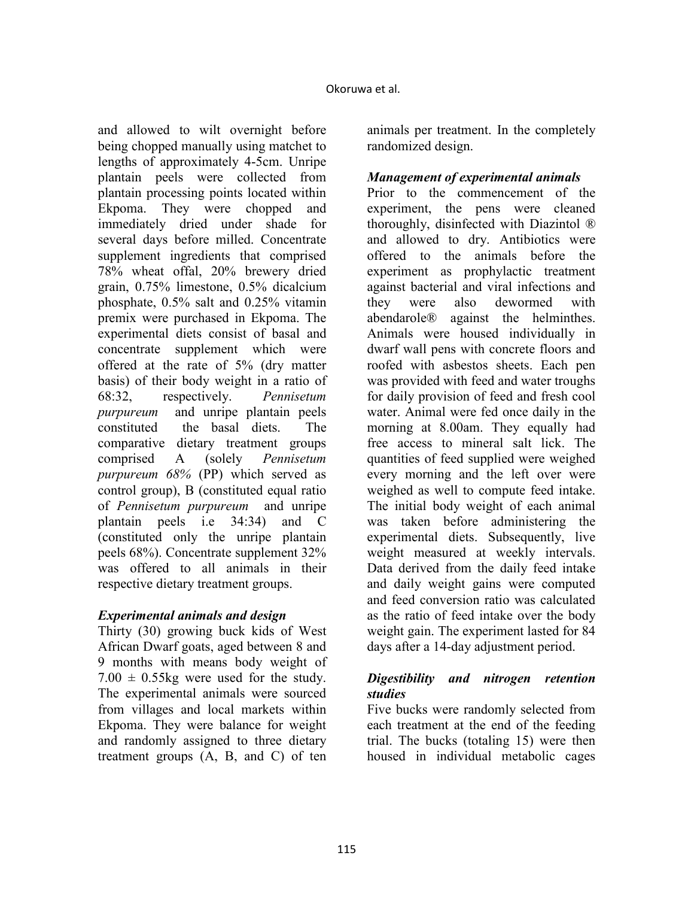and allowed to wilt overnight before being chopped manually using matchet to lengths of approximately 4-5cm. Unripe plantain peels were collected from plantain processing points located within Ekpoma. They were chopped and immediately dried under shade for several days before milled. Concentrate supplement ingredients that comprised 78% wheat offal, 20% brewery dried grain, 0.75% limestone, 0.5% dicalcium phosphate, 0.5% salt and 0.25% vitamin premix were purchased in Ekpoma. The experimental diets consist of basal and concentrate supplement which were offered at the rate of 5% (dry matter basis) of their body weight in a ratio of 68:32, respectively. *Pennisetum purpureum* and unripe plantain peels constituted the basal diets. The comparative dietary treatment groups comprised A (solely *Pennisetum purpureum 68%* (PP) which served as control group), B (constituted equal ratio of *Pennisetum purpureum* and unripe plantain peels i.e 34:34) and C (constituted only the unripe plantain peels 68%). Concentrate supplement 32% was offered to all animals in their respective dietary treatment groups.

### *Experimental animals and design*

Thirty (30) growing buck kids of West African Dwarf goats, aged between 8 and 9 months with means body weight of $7.00 \pm 0.55$kg were used for the study. The experimental animals were sourced from villages and local markets within Ekpoma. They were balance for weight and randomly assigned to three dietary treatment groups (A, B, and C) of ten animals per treatment. In the completely randomized design.

### *Management of experimental animals*

Prior to the commencement of the experiment, the pens were cleaned thoroughly, disinfected with Diazintol ® and allowed to dry. Antibiotics were offered to the animals before the experiment as prophylactic treatment against bacterial and viral infections and they were also dewormed with abendarole® against the helminthes. Animals were housed individually in dwarf wall pens with concrete floors and roofed with asbestos sheets. Each pen was provided with feed and water troughs for daily provision of feed and fresh cool water. Animal were fed once daily in the morning at 8.00am. They equally had free access to mineral salt lick. The quantities of feed supplied were weighed every morning and the left over were weighed as well to compute feed intake. The initial body weight of each animal was taken before administering the experimental diets. Subsequently, live weight measured at weekly intervals. Data derived from the daily feed intake and daily weight gains were computed and feed conversion ratio was calculated as the ratio of feed intake over the body weight gain. The experiment lasted for 84 days after a 14-day adjustment period.

### *Digestibility and nitrogen retention studies*

Five bucks were randomly selected from each treatment at the end of the feeding trial. The bucks (totaling 15) were then housed in individual metabolic cages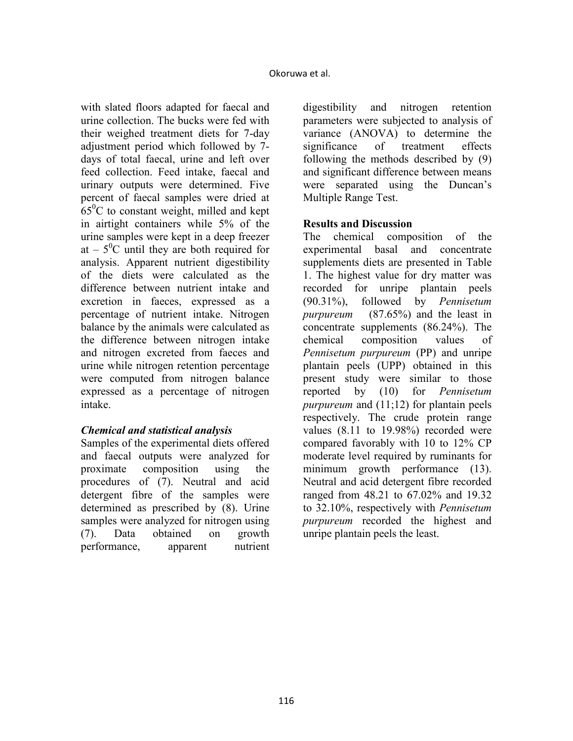with slated floors adapted for faecal and urine collection. The bucks were fed with their weighed treatment diets for 7-day adjustment period which followed by 7-days of total faecal, urine and left over feed collection. Feed intake, faecal and urinary outputs were determined. Five percent of faecal samples were dried at $65^0$C to constant weight, milled and kept in airtight containers while 5% of the urine samples were kept in a deep freezer at – $5^0$C until they are both required for analysis. Apparent nutrient digestibility of the diets were calculated as the difference between nutrient intake and excretion in faeces, expressed as a percentage of nutrient intake. Nitrogen balance by the animals were calculated as the difference between nitrogen intake and nitrogen excreted from faeces and urine while nitrogen retention percentage were computed from nitrogen balance expressed as a percentage of nitrogen intake.

### *Chemical and statistical analysis*

Samples of the experimental diets offered and faecal outputs were analyzed for proximate composition using the procedures of (7). Neutral and acid detergent fibre of the samples were determined as prescribed by (8). Urine samples were analyzed for nitrogen using (7). Data obtained on growth performance, apparent nutrient digestibility and nitrogen retention parameters were subjected to analysis of variance (ANOVA) to determine the significance of treatment effects following the methods described by (9) and significant difference between means were separated using the Duncan's Multiple Range Test.

## Results and Discussion

The chemical composition of the experimental basal and concentrate supplements diets are presented in Table 1. The highest value for dry matter was recorded for unripe plantain peels (90.31%), followed by *Pennisetum purpureum* (87.65%) and the least in concentrate supplements (86.24%). The chemical composition values of *Pennisetum purpureum* (PP) and unripe plantain peels (UPP) obtained in this present study were similar to those reported by (10) for *Pennisetum purpureum* and (11;12) for plantain peels respectively. The crude protein range values (8.11 to 19.98%) recorded were compared favorably with 10 to 12% CP moderate level required by ruminants for minimum growth performance (13). Neutral and acid detergent fibre recorded ranged from 48.21 to 67.02% and 19.32 to 32.10%, respectively with *Pennisetum purpureum* recorded the highest and unripe plantain peels the least.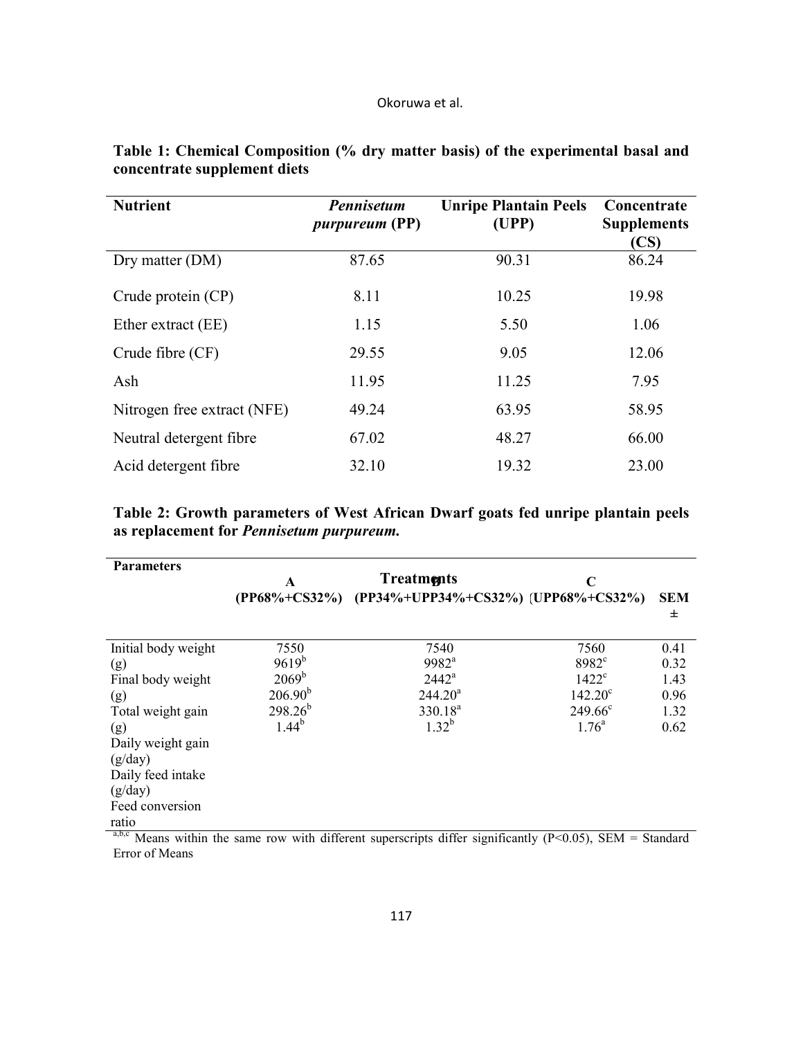**Table 1: Chemical Composition (% dry matter basis) of the experimental basal and concentrate supplement diets**

| Nutrient | *Pennisetum purpureum* (PP) | Unripe Plantain Peels (UPP) | Concentrate Supplements (CS) |
|---|---|---|---|
| Dry matter (DM) | 87.65 | 90.31 | 86.24 |
| Crude protein (CP) | 8.11 | 10.25 | 19.98 |
| Ether extract (EE) | 1.15 | 5.50 | 1.06 |
| Crude fibre (CF) | 29.55 | 9.05 | 12.06 |
| Ash | 11.95 | 11.25 | 7.95 |
| Nitrogen free extract (NFE) | 49.24 | 63.95 | 58.95 |
| Neutral detergent fibre | 67.02 | 48.27 | 66.00 |
| Acid detergent fibre | 32.10 | 19.32 | 23.00 |

**Table 2: Growth parameters of West African Dwarf goats fed unripe plantain peels as replacement for *Pennisetum purpureum*.**

| Parameters | Treatments | | | |
|---|---|---|---|---|
| | A (PP68%+CS32%) | B (PP34%+UPP34%+CS32%) | C (UPP68%+CS32%) | SEM ± |
| Initial body weight (g) | 7550 | 7540 | 7560 | 0.41 |
| Final body weight (g) | 9619[b] | 9982[a] | 8982[c] | 0.32 |
| Total weight gain (g) | 2069[b] | 2442[a] | 1422[c] | 1.43 |
| Daily weight gain (g/day) | 206.90[b] | 244.20[a] | 142.20[c] | 0.96 |
| Daily feed intake (g/day) | 298.26[b] | 330.18[a] | 249.66[c] | 1.32 |
| Feed conversion ratio | 1.44[b] | 1.32[b] | 1.76[a] | 0.62 |

[a,b,c] Means within the same row with different superscripts differ significantly (P<0.05), SEM = Standard Error of Means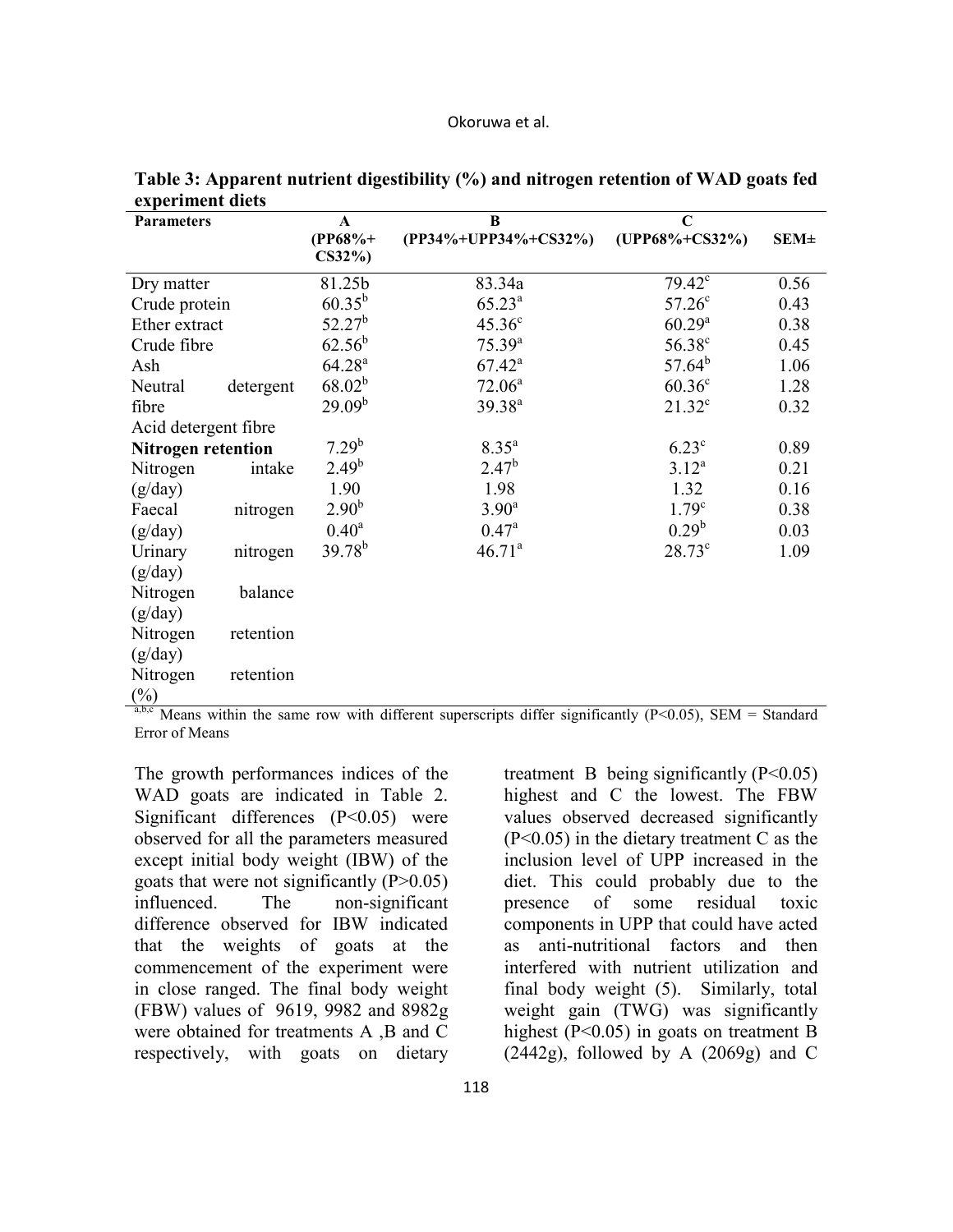**Table 3: Apparent nutrient digestibility (%) and nitrogen retention of WAD goats fed experiment diets**

| Parameters | A (PP68%+ CS32%) | B (PP34%+UPP34%+CS32%) | C (UPP68%+CS32%) | SEM± |
|---|---|---|---|---|
| Dry matter | 81.25b | 83.34a | 79.42$^{c}$ | 0.56 |
| Crude protein | 60.35$^{b}$ | 65.23$^{a}$ | 57.26$^{c}$ | 0.43 |
| Ether extract | 52.27$^{b}$ | 45.36$^{c}$ | 60.29$^{a}$ | 0.38 |
| Crude fibre | 62.56$^{b}$ | 75.39$^{a}$ | 56.38$^{c}$ | 0.45 |
| Ash | 64.28$^{a}$ | 67.42$^{a}$ | 57.64$^{b}$ | 1.06 |
| Neutral detergent fibre | 68.02$^{b}$ | 72.06$^{a}$ | 60.36$^{c}$ | 1.28 |
| Acid detergent fibre | 29.09$^{b}$ | 39.38$^{a}$ | 21.32$^{c}$ | 0.32 |
| **Nitrogen retention** | | | | |
| Nitrogen intake (g/day) | 7.29$^{b}$ | 8.35$^{a}$ | 6.23$^{c}$ | 0.89 |
| Faecal nitrogen (g/day) | 2.49$^{b}$ | 2.47$^{b}$ | 3.12$^{a}$ | 0.21 |
| Urinary nitrogen (g/day) | 1.90 | 1.98 | 1.32 | 0.16 |
| Nitrogen balance (g/day) | 2.90$^{b}$ | 3.90$^{a}$ | 1.79$^{c}$ | 0.38 |
| Nitrogen retention (g/day) | 0.40$^{a}$ | 0.47$^{a}$ | 0.29$^{b}$ | 0.03 |
| Nitrogen retention (%) | 39.78$^{b}$ | 46.71$^{a}$ | 28.73$^{c}$ | 1.09 |

a,b,c Means within the same row with different superscripts differ significantly ($P<0.05$), SEM = Standard Error of Means

The growth performances indices of the WAD goats are indicated in Table 2. Significant differences ($P<0.05$) were observed for all the parameters measured except initial body weight (IBW) of the goats that were not significantly ($P>0.05$) influenced. The non-significant difference observed for IBW indicated that the weights of goats at the commencement of the experiment were in close ranged. The final body weight (FBW) values of 9619, 9982 and 8982g were obtained for treatments A ,B and C respectively, with goats on dietary treatment B being significantly ($P<0.05$) highest and C the lowest. The FBW values observed decreased significantly ($P<0.05$) in the dietary treatment C as the inclusion level of UPP increased in the diet. This could probably due to the presence of some residual toxic components in UPP that could have acted as anti-nutritional factors and then interfered with nutrient utilization and final body weight (5). Similarly, total weight gain (TWG) was significantly highest ($P<0.05$) in goats on treatment B (2442g), followed by A (2069g) and C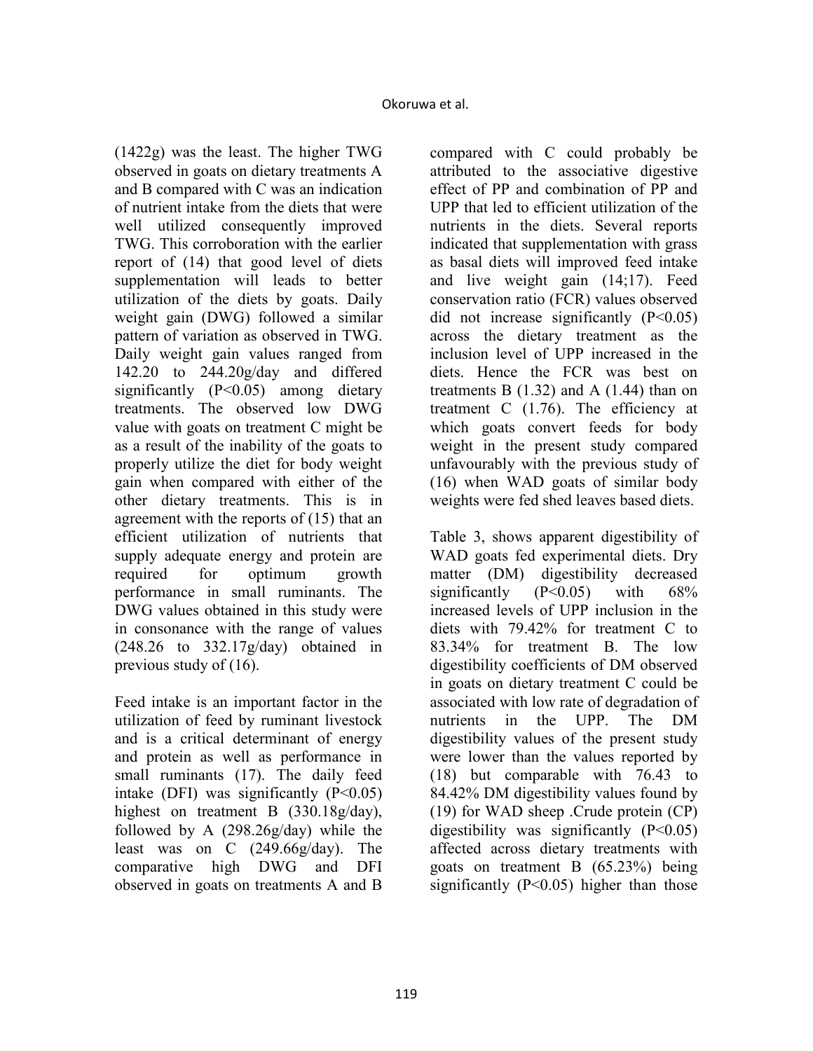(1422g) was the least. The higher TWG observed in goats on dietary treatments A and B compared with C was an indication of nutrient intake from the diets that were well utilized consequently improved TWG. This corroboration with the earlier report of (14) that good level of diets supplementation will leads to better utilization of the diets by goats. Daily weight gain (DWG) followed a similar pattern of variation as observed in TWG. Daily weight gain values ranged from 142.20 to 244.20g/day and differed significantly (P<0.05) among dietary treatments. The observed low DWG value with goats on treatment C might be as a result of the inability of the goats to properly utilize the diet for body weight gain when compared with either of the other dietary treatments. This is in agreement with the reports of (15) that an efficient utilization of nutrients that supply adequate energy and protein are required for optimum growth performance in small ruminants. The DWG values obtained in this study were in consonance with the range of values (248.26 to 332.17g/day) obtained in previous study of (16).

Feed intake is an important factor in the utilization of feed by ruminant livestock and is a critical determinant of energy and protein as well as performance in small ruminants (17). The daily feed intake (DFI) was significantly (P<0.05) highest on treatment B (330.18g/day), followed by A (298.26g/day) while the least was on C (249.66g/day). The comparative high DWG and DFI observed in goats on treatments A and B compared with C could probably be attributed to the associative digestive effect of PP and combination of PP and UPP that led to efficient utilization of the nutrients in the diets. Several reports indicated that supplementation with grass as basal diets will improved feed intake and live weight gain (14;17). Feed conservation ratio (FCR) values observed did not increase significantly (P<0.05) across the dietary treatment as the inclusion level of UPP increased in the diets. Hence the FCR was best on treatments B (1.32) and A (1.44) than on treatment C (1.76). The efficiency at which goats convert feeds for body weight in the present study compared unfavourably with the previous study of (16) when WAD goats of similar body weights were fed shed leaves based diets.

Table 3, shows apparent digestibility of WAD goats fed experimental diets. Dry matter (DM) digestibility decreased significantly (P<0.05) with 68% increased levels of UPP inclusion in the diets with 79.42% for treatment C to 83.34% for treatment B. The low digestibility coefficients of DM observed in goats on dietary treatment C could be associated with low rate of degradation of nutrients in the UPP. The DM digestibility values of the present study were lower than the values reported by (18) but comparable with 76.43 to 84.42% DM digestibility values found by (19) for WAD sheep .Crude protein (CP) digestibility was significantly (P<0.05) affected across dietary treatments with goats on treatment B (65.23%) being significantly (P<0.05) higher than those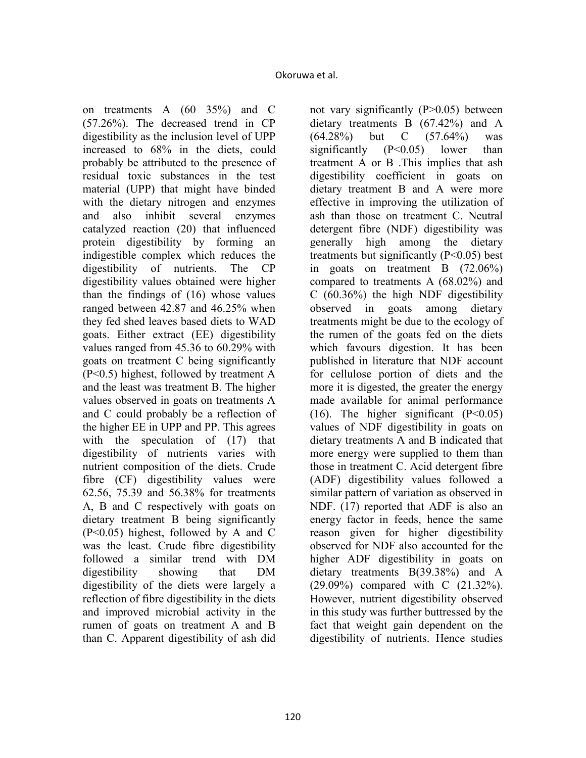on treatments A (60 35%) and C (57.26%). The decreased trend in CP digestibility as the inclusion level of UPP increased to 68% in the diets, could probably be attributed to the presence of residual toxic substances in the test material (UPP) that might have binded with the dietary nitrogen and enzymes and also inhibit several enzymes catalyzed reaction (20) that influenced protein digestibility by forming an indigestible complex which reduces the digestibility of nutrients. The CP digestibility values obtained were higher than the findings of (16) whose values ranged between 42.87 and 46.25% when they fed shed leaves based diets to WAD goats. Either extract (EE) digestibility values ranged from 45.36 to 60.29% with goats on treatment C being significantly (P<0.5) highest, followed by treatment A and the least was treatment B. The higher values observed in goats on treatments A and C could probably be a reflection of the higher EE in UPP and PP. This agrees with the speculation of (17) that digestibility of nutrients varies with nutrient composition of the diets. Crude fibre (CF) digestibility values were 62.56, 75.39 and 56.38% for treatments A, B and C respectively with goats on dietary treatment B being significantly (P<0.05) highest, followed by A and C was the least. Crude fibre digestibility followed a similar trend with DM digestibility showing that DM digestibility of the diets were largely a reflection of fibre digestibility in the diets and improved microbial activity in the rumen of goats on treatment A and B than C. Apparent digestibility of ash did not vary significantly (P>0.05) between dietary treatments B (67.42%) and A (64.28%) but C (57.64%) was significantly (P<0.05) lower than treatment A or B .This implies that ash digestibility coefficient in goats on dietary treatment B and A were more effective in improving the utilization of ash than those on treatment C. Neutral detergent fibre (NDF) digestibility was generally high among the dietary treatments but significantly (P<0.05) best in goats on treatment B (72.06%) compared to treatments A (68.02%) and C (60.36%) the high NDF digestibility observed in goats among dietary treatments might be due to the ecology of the rumen of the goats fed on the diets which favours digestion. It has been published in literature that NDF account for cellulose portion of diets and the more it is digested, the greater the energy made available for animal performance (16). The higher significant (P<0.05) values of NDF digestibility in goats on dietary treatments A and B indicated that more energy were supplied to them than those in treatment C. Acid detergent fibre (ADF) digestibility values followed a similar pattern of variation as observed in NDF. (17) reported that ADF is also an energy factor in feeds, hence the same reason given for higher digestibility observed for NDF also accounted for the higher ADF digestibility in goats on dietary treatments B(39.38%) and A (29.09%) compared with C (21.32%). However, nutrient digestibility observed in this study was further buttressed by the fact that weight gain dependent on the digestibility of nutrients. Hence studies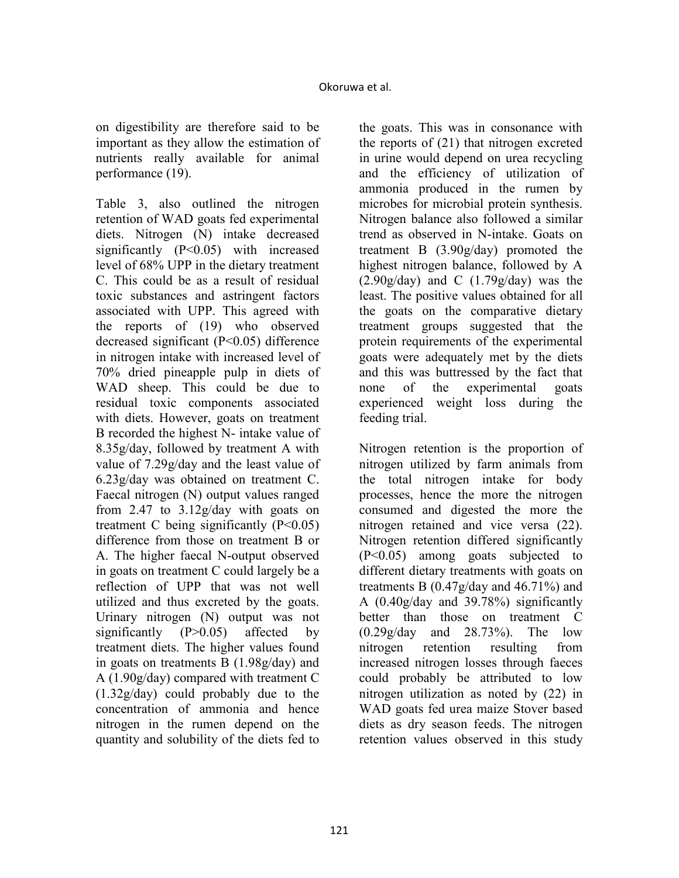on digestibility are therefore said to be important as they allow the estimation of nutrients really available for animal performance (19).

Table 3, also outlined the nitrogen retention of WAD goats fed experimental diets. Nitrogen (N) intake decreased significantly ($P<0.05$) with increased level of 68% UPP in the dietary treatment C. This could be as a result of residual toxic substances and astringent factors associated with UPP. This agreed with the reports of (19) who observed decreased significant ($P<0.05$) difference in nitrogen intake with increased level of 70% dried pineapple pulp in diets of WAD sheep. This could be due to residual toxic components associated with diets. However, goats on treatment B recorded the highest N- intake value of 8.35g/day, followed by treatment A with value of 7.29g/day and the least value of 6.23g/day was obtained on treatment C. Faecal nitrogen (N) output values ranged from 2.47 to 3.12g/day with goats on treatment C being significantly ($P<0.05$) difference from those on treatment B or A. The higher faecal N-output observed in goats on treatment C could largely be a reflection of UPP that was not well utilized and thus excreted by the goats. Urinary nitrogen (N) output was not significantly ($P>0.05$) affected by treatment diets. The higher values found in goats on treatments B (1.98g/day) and A (1.90g/day) compared with treatment C (1.32g/day) could probably due to the concentration of ammonia and hence nitrogen in the rumen depend on the quantity and solubility of the diets fed to the goats. This was in consonance with the reports of (21) that nitrogen excreted in urine would depend on urea recycling and the efficiency of utilization of ammonia produced in the rumen by microbes for microbial protein synthesis. Nitrogen balance also followed a similar trend as observed in N-intake. Goats on treatment B (3.90g/day) promoted the highest nitrogen balance, followed by A (2.90g/day) and C (1.79g/day) was the least. The positive values obtained for all the goats on the comparative dietary treatment groups suggested that the protein requirements of the experimental goats were adequately met by the diets and this was buttressed by the fact that none of the experimental goats experienced weight loss during the feeding trial.

Nitrogen retention is the proportion of nitrogen utilized by farm animals from the total nitrogen intake for body processes, hence the more the nitrogen consumed and digested the more the nitrogen retained and vice versa (22). Nitrogen retention differed significantly ($P<0.05$) among goats subjected to different dietary treatments with goats on treatments B (0.47g/day and 46.71%) and A (0.40g/day and 39.78%) significantly better than those on treatment C (0.29g/day and 28.73%). The low nitrogen retention resulting from increased nitrogen losses through faeces could probably be attributed to low nitrogen utilization as noted by (22) in WAD goats fed urea maize Stover based diets as dry season feeds. The nitrogen retention values observed in this study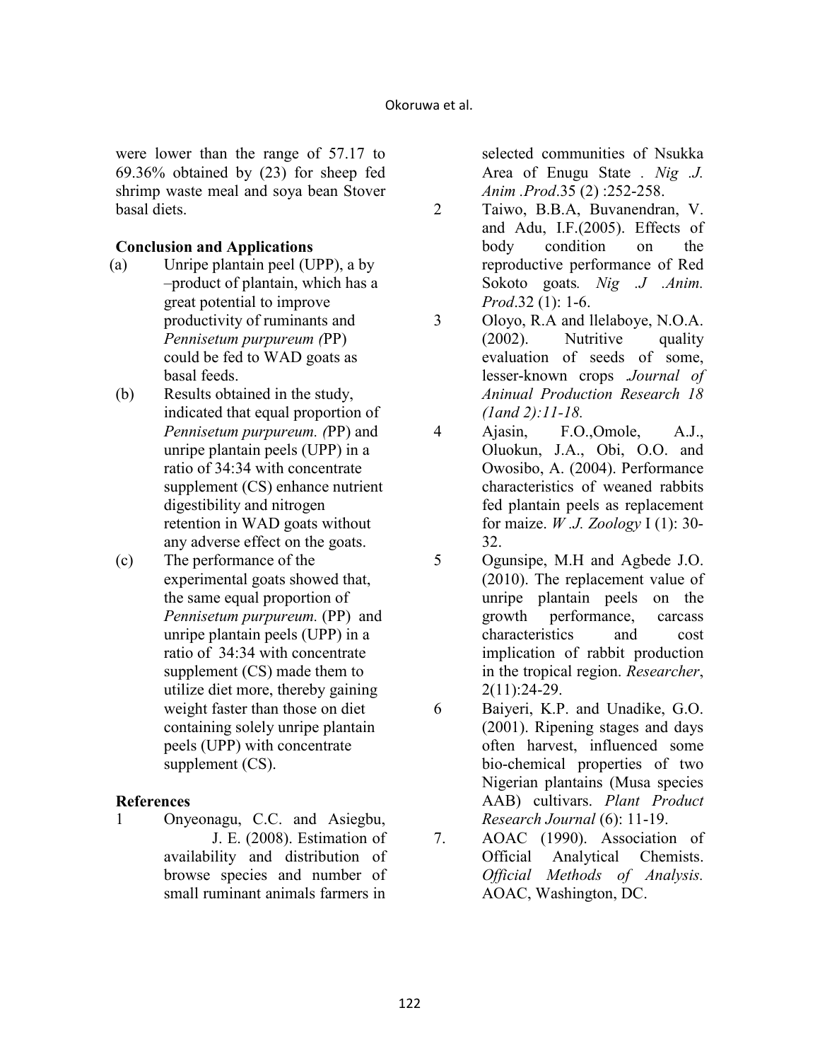were lower than the range of 57.17 to 69.36% obtained by (23) for sheep fed shrimp waste meal and soya bean Stover basal diets.

## Conclusion and Applications

(a) Unripe plantain peel (UPP), a by –product of plantain, which has a great potential to improve productivity of ruminants and *Pennisetum purpureum (*PP) could be fed to WAD goats as basal feeds.

(b) Results obtained in the study, indicated that equal proportion of *Pennisetum purpureum. (*PP) and unripe plantain peels (UPP) in a ratio of 34:34 with concentrate supplement (CS) enhance nutrient digestibility and nitrogen retention in WAD goats without any adverse effect on the goats.

(c) The performance of the experimental goats showed that, the same equal proportion of *Pennisetum purpureum.* (PP) and unripe plantain peels (UPP) in a ratio of 34:34 with concentrate supplement (CS) made them to utilize diet more, thereby gaining weight faster than those on diet containing solely unripe plantain peels (UPP) with concentrate supplement (CS).

## References

1 Onyeonagu, C.C. and Asiegbu, J. E. (2008). Estimation of availability and distribution of browse species and number of small ruminant animals farmers in selected communities of Nsukka Area of Enugu State . *Nig .J. Anim .Prod*.35 (2) :252-258.

2 Taiwo, B.B.A, Buvanendran, V. and Adu, I.F.(2005). Effects of body condition on the reproductive performance of Red Sokoto goats*. Nig .J .Anim. Prod*.32 (1): 1-6.

3 Oloyo, R.A and llelaboye, N.O.A. (2002). Nutritive quality evaluation of seeds of some, lesser-known crops *.Journal of Aninual Production Research 18 (1and 2):11-18.*

4 Ajasin, F.O.,Omole, A.J., Oluokun, J.A., Obi, O.O. and Owosibo, A. (2004). Performance characteristics of weaned rabbits fed plantain peels as replacement for maize. *W .J. Zoology* I (1): 30-32.

5 Ogunsipe, M.H and Agbede J.O. (2010). The replacement value of unripe plantain peels on the growth performance, carcass characteristics and cost implication of rabbit production in the tropical region. *Researcher*, 2(11):24-29.

6 Baiyeri, K.P. and Unadike, G.O. (2001). Ripening stages and days often harvest, influenced some bio-chemical properties of two Nigerian plantains (Musa species AAB) cultivars. *Plant Product Research Journal* (6): 11-19.

7. AOAC (1990). Association of Official Analytical Chemists. *Official Methods of Analysis.* AOAC, Washington, DC.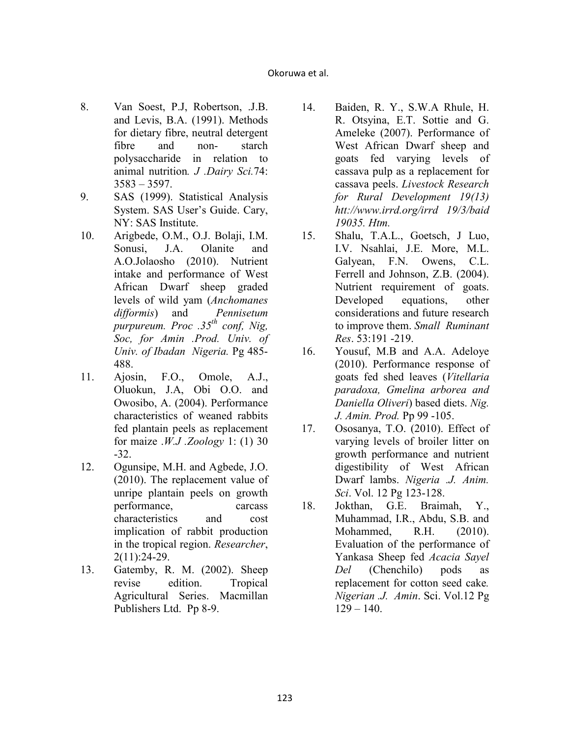8. Van Soest, P.J, Robertson, .J.B. and Levis, B.A. (1991). Methods for dietary fibre, neutral detergent fibre and non- starch polysaccharide in relation to animal nutrition*. J .Dairy Sci.*74: 3583 – 3597.
9. SAS (1999). Statistical Analysis System. SAS User's Guide. Cary, NY: SAS Institute.
10. Arigbede, O.M., O.J. Bolaji, I.M. Sonusi, J.A. Olanite and A.O.Jolaosho (2010). Nutrient intake and performance of West African Dwarf sheep graded levels of wild yam (*Anchomanes difformis*) and *Pennisetum purpureum. Proc .35$^{th}$ conf, Nig, Soc, for Amin .Prod. Univ. of Univ. of Ibadan Nigeria.* Pg 485-488.
11. Ajosin, F.O., Omole, A.J., Oluokun, J.A, Obi O.O. and Owosibo, A. (2004). Performance characteristics of weaned rabbits fed plantain peels as replacement for maize .*W.J .Zoology* 1: (1) 30 -32.
12. Ogunsipe, M.H. and Agbede, J.O. (2010). The replacement value of unripe plantain peels on growth performance, carcass characteristics and cost implication of rabbit production in the tropical region. *Researcher*, 2(11):24-29.
13. Gatemby, R. M. (2002). Sheep revise edition. Tropical Agricultural Series. Macmillan Publishers Ltd. Pp 8-9.
14. Baiden, R. Y., S.W.A Rhule, H. R. Otsyina, E.T. Sottie and G. Ameleke (2007). Performance of West African Dwarf sheep and goats fed varying levels of cassava pulp as a replacement for cassava peels. *Livestock Research for Rural Development 19(13) htt://www.irrd.org/irrd 19/3/baid 19035. Htm.*
15. Shalu, T.A.L., Goetsch, J Luo, I.V. Nsahlai, J.E. More, M.L. Galyean, F.N. Owens, C.L. Ferrell and Johnson, Z.B. (2004). Nutrient requirement of goats. Developed equations, other considerations and future research to improve them. *Small Ruminant Res*. 53:191 -219.
16. Yousuf, M.B and A.A. Adeloye (2010). Performance response of goats fed shed leaves (*Vitellaria paradoxa, Gmelina arborea and Daniella Oliveri*) based diets. *Nig. J. Amin. Prod.* Pp 99 -105.
17. Ososanya, T.O. (2010). Effect of varying levels of broiler litter on growth performance and nutrient digestibility of West African Dwarf lambs. *Nigeria .J. Anim. Sci*. Vol. 12 Pg 123-128.
18. Jokthan, G.E. Braimah, Y., Muhammad, I.R., Abdu, S.B. and Mohammed, R.H. (2010). Evaluation of the performance of Yankasa Sheep fed *Acacia Sayel Del* (Chenchilo) pods as replacement for cotton seed cake*. Nigerian .J. Amin*. Sci. Vol.12 Pg 129 – 140.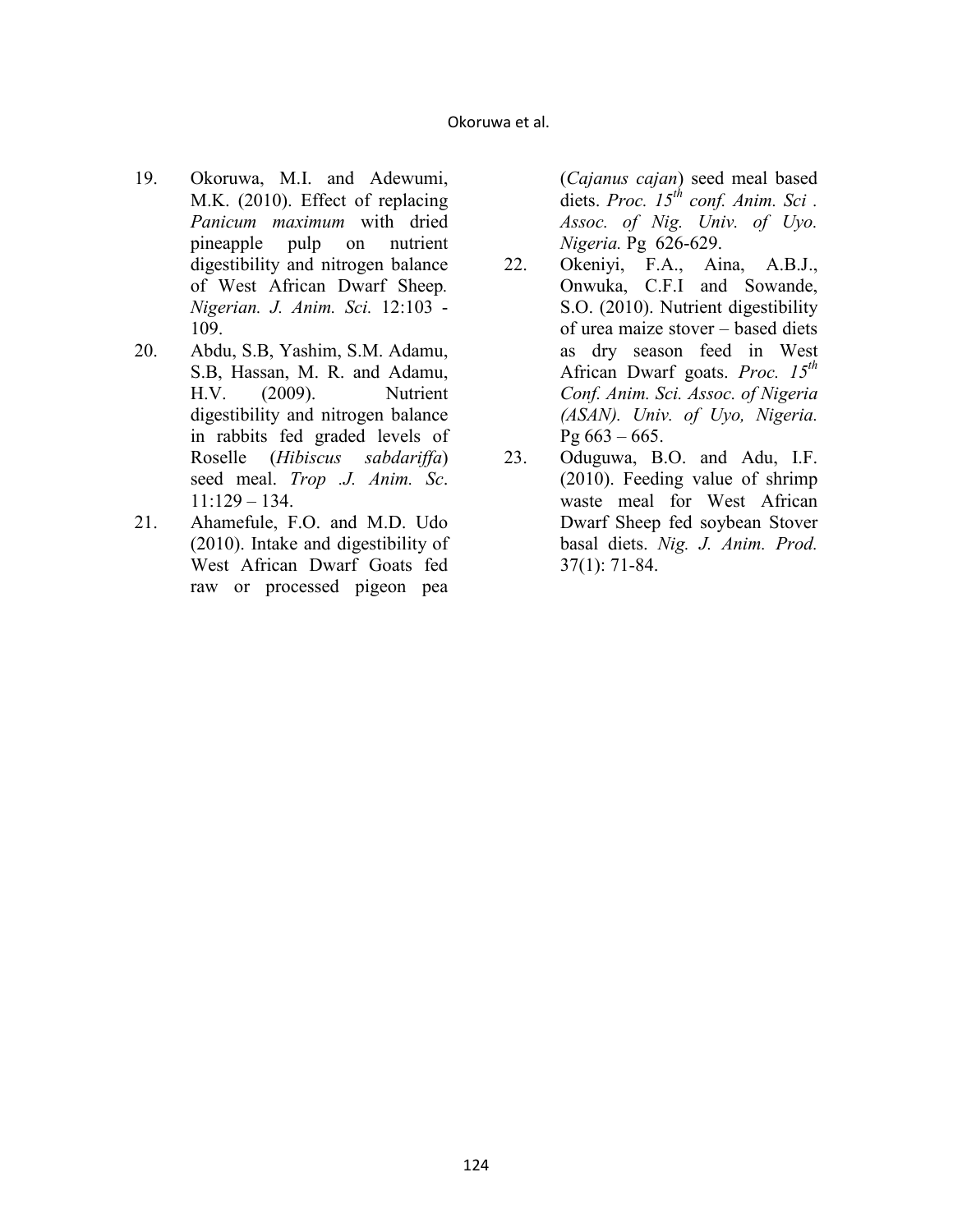19. Okoruwa, M.I. and Adewumi, M.K. (2010). Effect of replacing *Panicum maximum* with dried pineapple pulp on nutrient digestibility and nitrogen balance of West African Dwarf Sheep. *Nigerian. J. Anim. Sci.* 12:103 - 109.
20. Abdu, S.B, Yashim, S.M. Adamu, S.B, Hassan, M. R. and Adamu, H.V. (2009). Nutrient digestibility and nitrogen balance in rabbits fed graded levels of Roselle (*Hibiscus sabdariffa*) seed meal. *Trop .J. Anim. Sc*. 11:129 – 134.
21. Ahamefule, F.O. and M.D. Udo (2010). Intake and digestibility of West African Dwarf Goats fed raw or processed pigeon pea (*Cajanus cajan*) seed meal based diets. *Proc. 15th conf. Anim. Sci . Assoc. of Nig. Univ. of Uyo. Nigeria.* Pg 626-629.
22. Okeniyi, F.A., Aina, A.B.J., Onwuka, C.F.I and Sowande, S.O. (2010). Nutrient digestibility of urea maize stover – based diets as dry season feed in West African Dwarf goats. *Proc. 15th Conf. Anim. Sci. Assoc. of Nigeria (ASAN). Univ. of Uyo, Nigeria.* Pg 663 – 665.
23. Oduguwa, B.O. and Adu, I.F. (2010). Feeding value of shrimp waste meal for West African Dwarf Sheep fed soybean Stover basal diets. *Nig. J. Anim. Prod.* 37(1): 71-84.